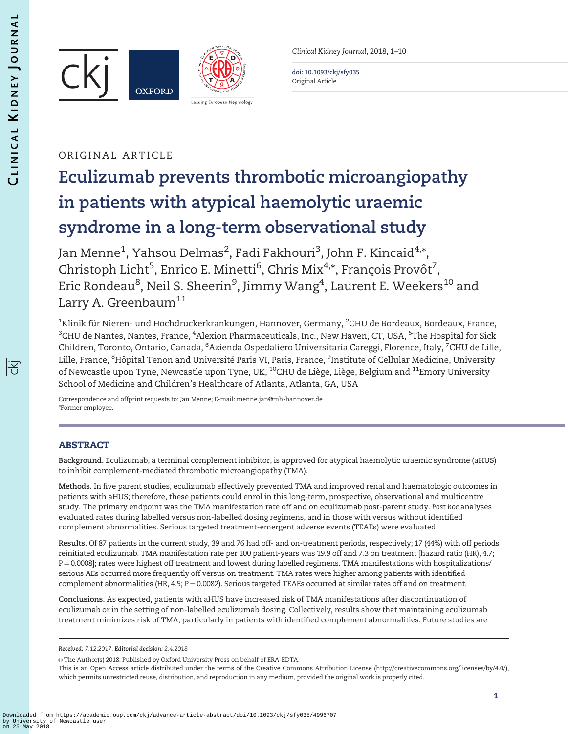ORIGINAL ARTICLE

# Eculizumab prevents thrombotic microangiopathy in patients with atypical haemolytic uraemic syndrome in a long-term observational study

Jan Menne[1], Yahsou Delmas[2], Fadi Fakhouri[3], John F. Kincaid[4,*], Christoph Licht[5], Enrico E. Minetti[6], Chris Mix[4,*], François Provôt[7], Eric Rondeau[8], Neil S. Sheerin[9], Jimmy Wang[4], Laurent E. Weekers[10] and Larry A. Greenbaum[11]

[1]Klinik für Nieren- und Hochdruckerkrankungen, Hannover, Germany, [2]CHU de Bordeaux, Bordeaux, France, [3]CHU de Nantes, Nantes, France, [4]Alexion Pharmaceuticals, Inc., New Haven, CT, USA, [5]The Hospital for Sick Children, Toronto, Ontario, Canada, [6]Azienda Ospedaliero Universitaria Careggi, Florence, Italy, [7]CHU de Lille, Lille, France, [8]Hôpital Tenon and Université Paris VI, Paris, France, [9]Institute of Cellular Medicine, University of Newcastle upon Tyne, Newcastle upon Tyne, UK, [10]CHU de Liège, Liège, Belgium and [11]Emory University School of Medicine and Children's Healthcare of Atlanta, Atlanta, GA, USA

Correspondence and offprint requests to: Jan Menne; E-mail: menne.jan@mh-hannover.de
*Former employee.

## ABSTRACT

**Background.** Eculizumab, a terminal complement inhibitor, is approved for atypical haemolytic uraemic syndrome (aHUS) to inhibit complement-mediated thrombotic microangiopathy (TMA).

**Methods.** In five parent studies, eculizumab effectively prevented TMA and improved renal and haematologic outcomes in patients with aHUS; therefore, these patients could enrol in this long-term, prospective, observational and multicentre study. The primary endpoint was the TMA manifestation rate off and on eculizumab post-parent study. *Post hoc* analyses evaluated rates during labelled versus non-labelled dosing regimens, and in those with versus without identified complement abnormalities. Serious targeted treatment-emergent adverse events (TEAEs) were evaluated.

**Results.** Of 87 patients in the current study, 39 and 76 had off- and on-treatment periods, respectively; 17 (44%) with off periods reinitiated eculizumab. TMA manifestation rate per 100 patient-years was 19.9 off and 7.3 on treatment [hazard ratio (HR), 4.7; $P = 0.0008$]; rates were highest off treatment and lowest during labelled regimens. TMA manifestations with hospitalizations/serious AEs occurred more frequently off versus on treatment. TMA rates were higher among patients with identified complement abnormalities (HR, 4.5; $P = 0.0082$). Serious targeted TEAEs occurred at similar rates off and on treatment.

**Conclusions.** As expected, patients with aHUS have increased risk of TMA manifestations after discontinuation of eculizumab or in the setting of non-labelled eculizumab dosing. Collectively, results show that maintaining eculizumab treatment minimizes risk of TMA, particularly in patients with identified complement abnormalities. Future studies are

*Received: 7.12.2017. Editorial decision: 2.4.2018*

© The Author(s) 2018. Published by Oxford University Press on behalf of ERA-EDTA.
This is an Open Access article distributed under the terms of the Creative Commons Attribution License (http://creativecommons.org/licenses/by/4.0/), which permits unrestricted reuse, distribution, and reproduction in any medium, provided the original work is properly cited.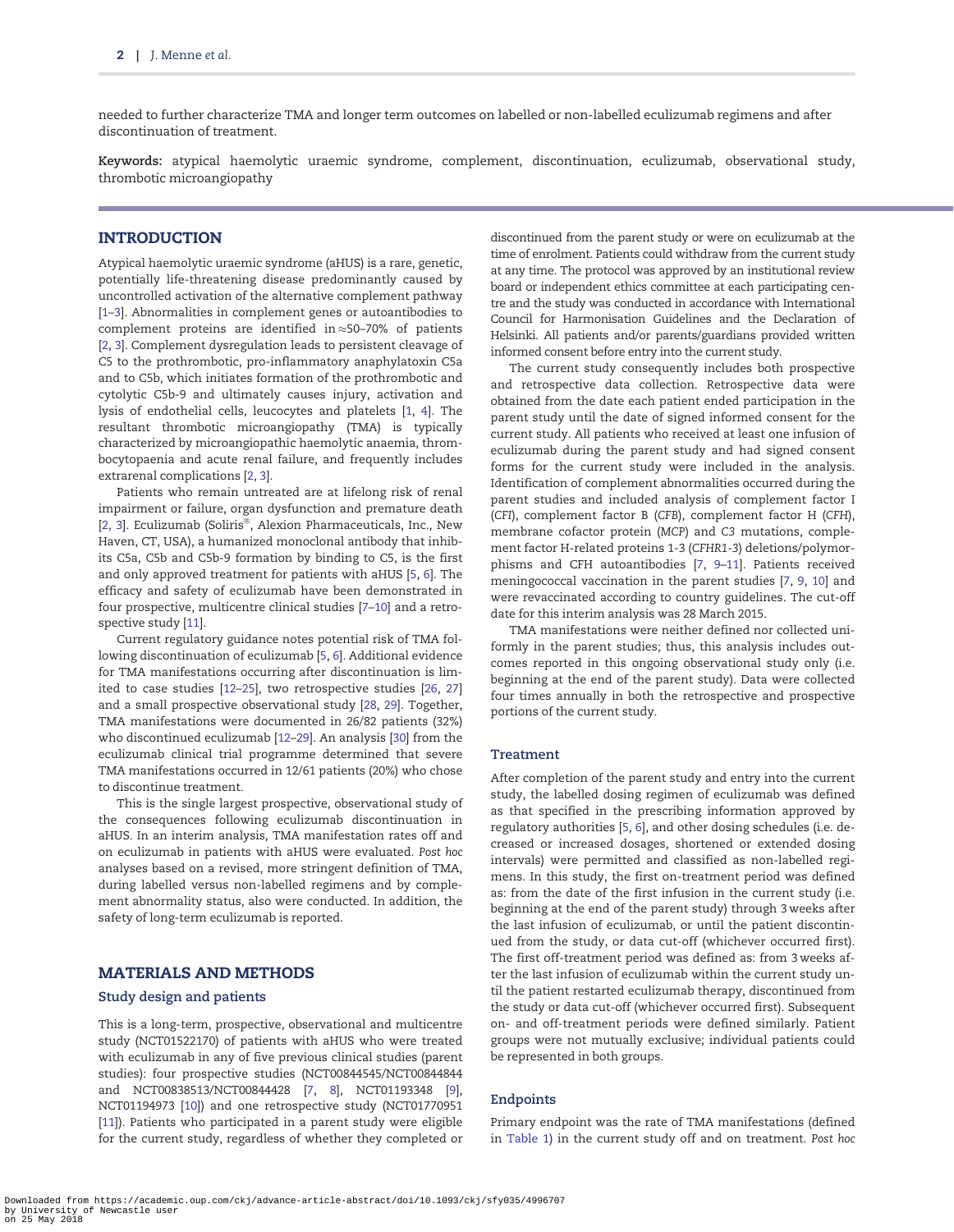needed to further characterize TMA and longer term outcomes on labelled or non-labelled eculizumab regimens and after discontinuation of treatment.

**Keywords:** atypical haemolytic uraemic syndrome, complement, discontinuation, eculizumab, observational study, thrombotic microangiopathy

## INTRODUCTION

Atypical haemolytic uraemic syndrome (aHUS) is a rare, genetic, potentially life-threatening disease predominantly caused by uncontrolled activation of the alternative complement pathway [1–3]. Abnormalities in complement genes or autoantibodies to complement proteins are identified in ≈50–70% of patients [2, 3]. Complement dysregulation leads to persistent cleavage of C5 to the prothrombotic, pro-inflammatory anaphylatoxin C5a and to C5b, which initiates formation of the prothrombotic and cytolytic C5b-9 and ultimately causes injury, activation and lysis of endothelial cells, leucocytes and platelets [1, 4]. The resultant thrombotic microangiopathy (TMA) is typically characterized by microangiopathic haemolytic anaemia, thrombocytopaenia and acute renal failure, and frequently includes extrarenal complications [2, 3].

Patients who remain untreated are at lifelong risk of renal impairment or failure, organ dysfunction and premature death [2, 3]. Eculizumab (Soliris®, Alexion Pharmaceuticals, Inc., New Haven, CT, USA), a humanized monoclonal antibody that inhibits C5a, C5b and C5b-9 formation by binding to C5, is the first and only approved treatment for patients with aHUS [5, 6]. The efficacy and safety of eculizumab have been demonstrated in four prospective, multicentre clinical studies [7–10] and a retrospective study [11].

Current regulatory guidance notes potential risk of TMA following discontinuation of eculizumab [5, 6]. Additional evidence for TMA manifestations occurring after discontinuation is limited to case studies [12–25], two retrospective studies [26, 27] and a small prospective observational study [28, 29]. Together, TMA manifestations were documented in 26/82 patients (32%) who discontinued eculizumab [12–29]. An analysis [30] from the eculizumab clinical trial programme determined that severe TMA manifestations occurred in 12/61 patients (20%) who chose to discontinue treatment.

This is the single largest prospective, observational study of the consequences following eculizumab discontinuation in aHUS. In an interim analysis, TMA manifestation rates off and on eculizumab in patients with aHUS were evaluated. *Post hoc* analyses based on a revised, more stringent definition of TMA, during labelled versus non-labelled regimens and by complement abnormality status, also were conducted. In addition, the safety of long-term eculizumab is reported.

## MATERIALS AND METHODS

### Study design and patients

This is a long-term, prospective, observational and multicentre study (NCT01522170) of patients with aHUS who were treated with eculizumab in any of five previous clinical studies (parent studies): four prospective studies (NCT00844545/NCT00844844 and NCT00838513/NCT00844428 [7, 8], NCT01193348 [9], NCT01194973 [10]) and one retrospective study (NCT01770951 [11]). Patients who participated in a parent study were eligible for the current study, regardless of whether they completed or discontinued from the parent study or were on eculizumab at the time of enrolment. Patients could withdraw from the current study at any time. The protocol was approved by an institutional review board or independent ethics committee at each participating centre and the study was conducted in accordance with International Council for Harmonisation Guidelines and the Declaration of Helsinki. All patients and/or parents/guardians provided written informed consent before entry into the current study.

The current study consequently includes both prospective and retrospective data collection. Retrospective data were obtained from the date each patient ended participation in the parent study until the date of signed informed consent for the current study. All patients who received at least one infusion of eculizumab during the parent study and had signed consent forms for the current study were included in the analysis. Identification of complement abnormalities occurred during the parent studies and included analysis of complement factor I (*CFI*), complement factor B (*CFB*), complement factor H (*CFH*), membrane cofactor protein (*MCP*) and *C3* mutations, complement factor H-related proteins 1-3 (*CFHR1-3*) deletions/polymorphisms and CFH autoantibodies [7, 9–11]. Patients received meningococcal vaccination in the parent studies [7, 9, 10] and were revaccinated according to country guidelines. The cut-off date for this interim analysis was 28 March 2015.

TMA manifestations were neither defined nor collected uniformly in the parent studies; thus, this analysis includes outcomes reported in this ongoing observational study only (i.e. beginning at the end of the parent study). Data were collected four times annually in both the retrospective and prospective portions of the current study.

### Treatment

After completion of the parent study and entry into the current study, the labelled dosing regimen of eculizumab was defined as that specified in the prescribing information approved by regulatory authorities [5, 6], and other dosing schedules (i.e. decreased or increased dosages, shortened or extended dosing intervals) were permitted and classified as non-labelled regimens. In this study, the first on-treatment period was defined as: from the date of the first infusion in the current study (i.e. beginning at the end of the parent study) through 3 weeks after the last infusion of eculizumab, or until the patient discontinued from the study, or data cut-off (whichever occurred first). The first off-treatment period was defined as: from 3 weeks after the last infusion of eculizumab within the current study until the patient restarted eculizumab therapy, discontinued from the study or data cut-off (whichever occurred first). Subsequent on- and off-treatment periods were defined similarly. Patient groups were not mutually exclusive; individual patients could be represented in both groups.

### Endpoints

Primary endpoint was the rate of TMA manifestations (defined in Table 1) in the current study off and on treatment. *Post hoc*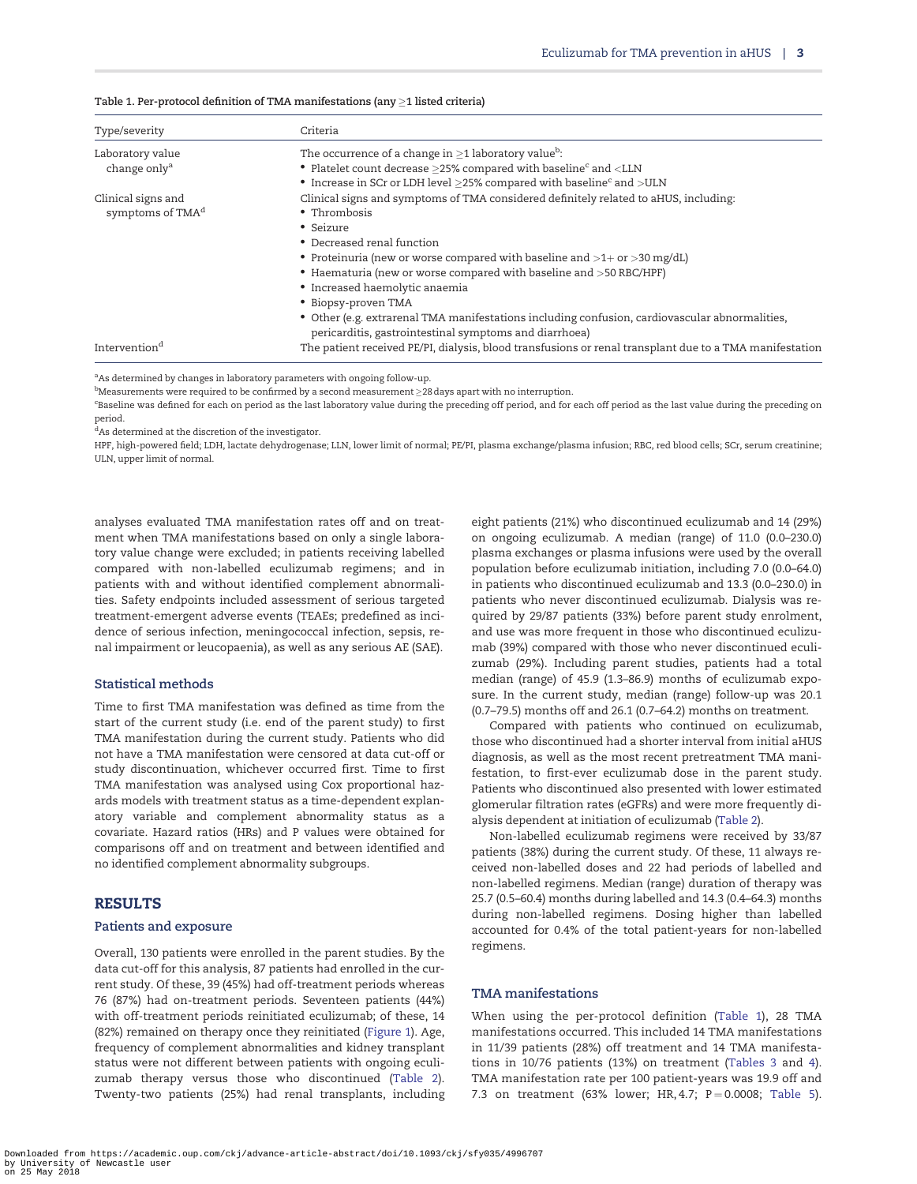Table 1. Per-protocol definition of TMA manifestations (any ≥1 listed criteria)

| Type/severity | Criteria |
|---|---|
| Laboratory value change only[a] | The occurrence of a change in ≥1 laboratory value[b]:<br>• Platelet count decrease ≥25% compared with baseline[c] and <LLN<br>• Increase in SCr or LDH level ≥25% compared with baseline[c] and >ULN |
| Clinical signs and symptoms of TMA[d] | Clinical signs and symptoms of TMA considered definitely related to aHUS, including:<br>• Thrombosis<br>• Seizure<br>• Decreased renal function<br>• Proteinuria (new or worse compared with baseline and >1+ or >30 mg/dL)<br>• Haematuria (new or worse compared with baseline and >50 RBC/HPF)<br>• Increased haemolytic anaemia<br>• Biopsy-proven TMA<br>• Other (e.g. extrarenal TMA manifestations including confusion, cardiovascular abnormalities, pericarditis, gastrointestinal symptoms and diarrhoea) |
| Intervention[d] | The patient received PE/PI, dialysis, blood transfusions or renal transplant due to a TMA manifestation |

[a]As determined by changes in laboratory parameters with ongoing follow-up.
[b]Measurements were required to be confirmed by a second measurement ≥28 days apart with no interruption.
[c]Baseline was defined for each on period as the last laboratory value during the preceding off period, and for each off period as the last value during the preceding on period.
[d]As determined at the discretion of the investigator.
HPF, high-powered field; LDH, lactate dehydrogenase; LLN, lower limit of normal; PE/PI, plasma exchange/plasma infusion; RBC, red blood cells; SCr, serum creatinine; ULN, upper limit of normal.

analyses evaluated TMA manifestation rates off and on treatment when TMA manifestations based on only a single laboratory value change were excluded; in patients receiving labelled compared with non-labelled eculizumab regimens; and in patients with and without identified complement abnormalities. Safety endpoints included assessment of serious targeted treatment-emergent adverse events (TEAEs; predefined as incidence of serious infection, meningococcal infection, sepsis, renal impairment or leucopaenia), as well as any serious AE (SAE).

### Statistical methods

Time to first TMA manifestation was defined as time from the start of the current study (i.e. end of the parent study) to first TMA manifestation during the current study. Patients who did not have a TMA manifestation were censored at data cut-off or study discontinuation, whichever occurred first. Time to first TMA manifestation was analysed using Cox proportional hazards models with treatment status as a time-dependent explanatory variable and complement abnormality status as a covariate. Hazard ratios (HRs) and P values were obtained for comparisons off and on treatment and between identified and no identified complement abnormality subgroups.

## RESULTS

### Patients and exposure

Overall, 130 patients were enrolled in the parent studies. By the data cut-off for this analysis, 87 patients had enrolled in the current study. Of these, 39 (45%) had off-treatment periods whereas 76 (87%) had on-treatment periods. Seventeen patients (44%) with off-treatment periods reinitiated eculizumab; of these, 14 (82%) remained on therapy once they reinitiated (Figure 1). Age, frequency of complement abnormalities and kidney transplant status were not different between patients with ongoing eculizumab therapy versus those who discontinued (Table 2). Twenty-two patients (25%) had renal transplants, including eight patients (21%) who discontinued eculizumab and 14 (29%) on ongoing eculizumab. A median (range) of 11.0 (0.0–230.0) plasma exchanges or plasma infusions were used by the overall population before eculizumab initiation, including 7.0 (0.0–64.0) in patients who discontinued eculizumab and 13.3 (0.0–230.0) in patients who never discontinued eculizumab. Dialysis was required by 29/87 patients (33%) before parent study enrolment, and use was more frequent in those who discontinued eculizumab (39%) compared with those who never discontinued eculizumab (29%). Including parent studies, patients had a total median (range) of 45.9 (1.3–86.9) months of eculizumab exposure. In the current study, median (range) follow-up was 20.1 (0.7–79.5) months off and 26.1 (0.7–64.2) months on treatment.

Compared with patients who continued on eculizumab, those who discontinued had a shorter interval from initial aHUS diagnosis, as well as the most recent pretreatment TMA manifestation, to first-ever eculizumab dose in the parent study. Patients who discontinued also presented with lower estimated glomerular filtration rates (eGFRs) and were more frequently dialysis dependent at initiation of eculizumab (Table 2).

Non-labelled eculizumab regimens were received by 33/87 patients (38%) during the current study. Of these, 11 always received non-labelled doses and 22 had periods of labelled and non-labelled regimens. Median (range) duration of therapy was 25.7 (0.5–60.4) months during labelled and 14.3 (0.4–64.3) months during non-labelled regimens. Dosing higher than labelled accounted for 0.4% of the total patient-years for non-labelled regimens.

### TMA manifestations

When using the per-protocol definition (Table 1), 28 TMA manifestations occurred. This included 14 TMA manifestations in 11/39 patients (28%) off treatment and 14 TMA manifestations in 10/76 patients (13%) on treatment (Tables 3 and 4). TMA manifestation rate per 100 patient-years was 19.9 off and 7.3 on treatment (63% lower; HR, 4.7; P = 0.0008; Table 5).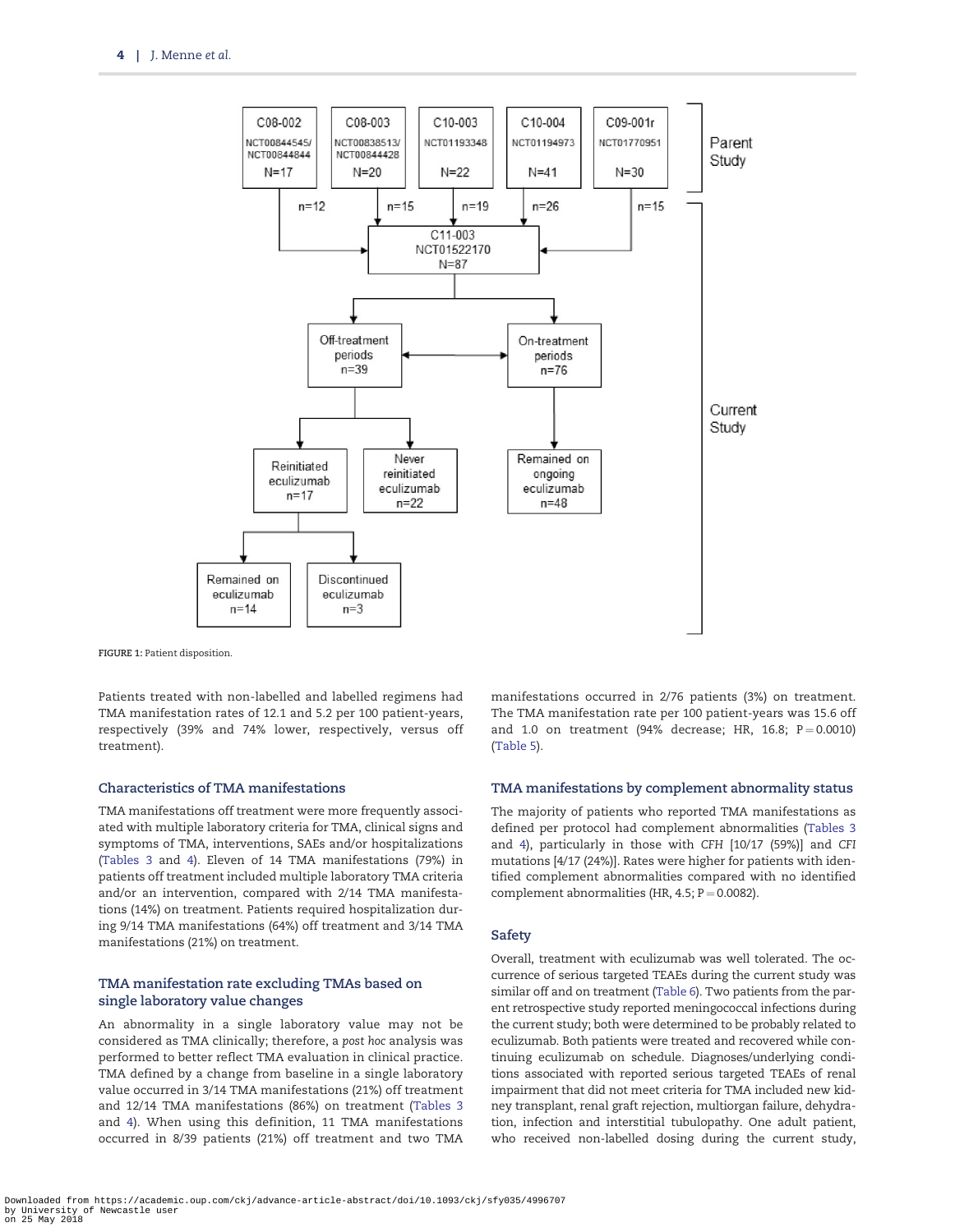FIGURE 1: Patient disposition.

Patients treated with non-labelled and labelled regimens had TMA manifestation rates of 12.1 and 5.2 per 100 patient-years, respectively (39% and 74% lower, respectively, versus off treatment).

### Characteristics of TMA manifestations

TMA manifestations off treatment were more frequently associated with multiple laboratory criteria for TMA, clinical signs and symptoms of TMA, interventions, SAEs and/or hospitalizations (Tables 3 and 4). Eleven of 14 TMA manifestations (79%) in patients off treatment included multiple laboratory TMA criteria and/or an intervention, compared with 2/14 TMA manifestations (14%) on treatment. Patients required hospitalization during 9/14 TMA manifestations (64%) off treatment and 3/14 TMA manifestations (21%) on treatment.

### TMA manifestation rate excluding TMAs based on single laboratory value changes

An abnormality in a single laboratory value may not be considered as TMA clinically; therefore, a *post hoc* analysis was performed to better reflect TMA evaluation in clinical practice. TMA defined by a change from baseline in a single laboratory value occurred in 3/14 TMA manifestations (21%) off treatment and 12/14 TMA manifestations (86%) on treatment (Tables 3 and 4). When using this definition, 11 TMA manifestations occurred in 8/39 patients (21%) off treatment and two TMA manifestations occurred in 2/76 patients (3%) on treatment. The TMA manifestation rate per 100 patient-years was 15.6 off and 1.0 on treatment (94% decrease; HR, 16.8; $P = 0.0010$) (Table 5).

### TMA manifestations by complement abnormality status

The majority of patients who reported TMA manifestations as defined per protocol had complement abnormalities (Tables 3 and 4), particularly in those with *CFH* [10/17 (59%)] and *CFI* mutations [4/17 (24%)]. Rates were higher for patients with identified complement abnormalities compared with no identified complement abnormalities (HR, 4.5; $P = 0.0082$).

### Safety

Overall, treatment with eculizumab was well tolerated. The occurrence of serious targeted TEAEs during the current study was similar off and on treatment (Table 6). Two patients from the parent retrospective study reported meningococcal infections during the current study; both were determined to be probably related to eculizumab. Both patients were treated and recovered while continuing eculizumab on schedule. Diagnoses/underlying conditions associated with reported serious targeted TEAEs of renal impairment that did not meet criteria for TMA included new kidney transplant, renal graft rejection, multiorgan failure, dehydration, infection and interstitial tubulopathy. One adult patient, who received non-labelled dosing during the current study,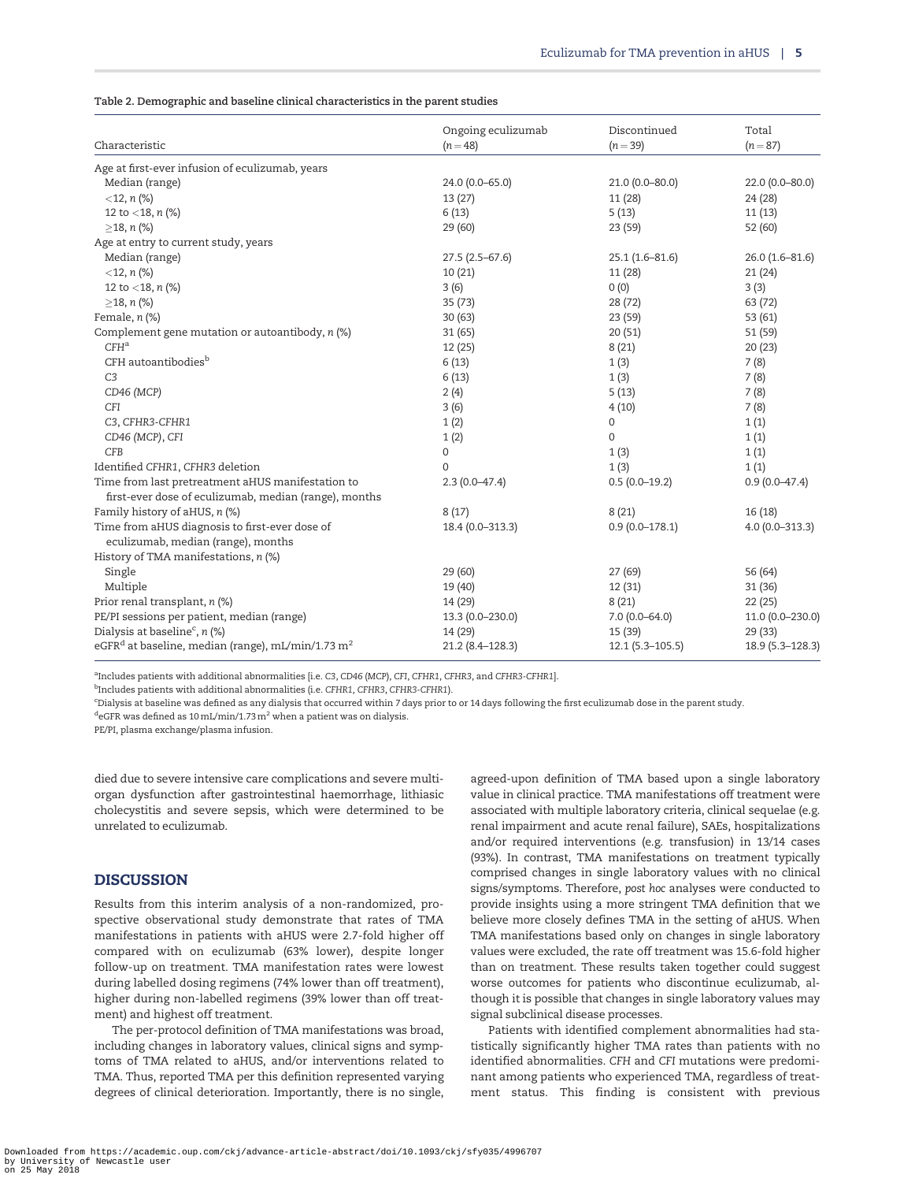Table 2. Demographic and baseline clinical characteristics in the parent studies

| Characteristic | Ongoing eculizumab (n = 48) | Discontinued (n = 39) | Total (n = 87) |
|---|---|---|---|
| Age at first-ever infusion of eculizumab, years | | | |
| Median (range) | 24.0 (0.0–65.0) | 21.0 (0.0–80.0) | 22.0 (0.0–80.0) |
| <12, n (%) | 13 (27) | 11 (28) | 24 (28) |
| 12 to <18, n (%) | 6 (13) | 5 (13) | 11 (13) |
| ≥18, n (%) | 29 (60) | 23 (59) | 52 (60) |
| Age at entry to current study, years | | | |
| Median (range) | 27.5 (2.5–67.6) | 25.1 (1.6–81.6) | 26.0 (1.6–81.6) |
| <12, n (%) | 10 (21) | 11 (28) | 21 (24) |
| 12 to <18, n (%) | 3 (6) | 0 (0) | 3 (3) |
| ≥18, n (%) | 35 (73) | 28 (72) | 63 (72) |
| Female, n (%) | 30 (63) | 23 (59) | 53 (61) |
| Complement gene mutation or autoantibody, n (%) | 31 (65) | 20 (51) | 51 (59) |
| *CFH*[a] | 12 (25) | 8 (21) | 20 (23) |
| CFH autoantibodies[b] | 6 (13) | 1 (3) | 7 (8) |
| *C3* | 6 (13) | 1 (3) | 7 (8) |
| *CD46 (MCP)* | 2 (4) | 5 (13) | 7 (8) |
| *CFI* | 3 (6) | 4 (10) | 7 (8) |
| *C3, CFHR3-CFHR1* | 1 (2) | 0 | 1 (1) |
| *CD46 (MCP), CFI* | 1 (2) | 0 | 1 (1) |
| *CFB* | 0 | 1 (3) | 1 (1) |
| Identified *CFHR1, CFHR3* deletion | 0 | 1 (3) | 1 (1) |
| Time from last pretreatment aHUS manifestation to first-ever dose of eculizumab, median (range), months | 2.3 (0.0–47.4) | 0.5 (0.0–19.2) | 0.9 (0.0–47.4) |
| Family history of aHUS, n (%) | 8 (17) | 8 (21) | 16 (18) |
| Time from aHUS diagnosis to first-ever dose of eculizumab, median (range), months | 18.4 (0.0–313.3) | 0.9 (0.0–178.1) | 4.0 (0.0–313.3) |
| History of TMA manifestations, n (%) | | | |
| Single | 29 (60) | 27 (69) | 56 (64) |
| Multiple | 19 (40) | 12 (31) | 31 (36) |
| Prior renal transplant, n (%) | 14 (29) | 8 (21) | 22 (25) |
| PE/PI sessions per patient, median (range) | 13.3 (0.0–230.0) | 7.0 (0.0–64.0) | 11.0 (0.0–230.0) |
| Dialysis at baseline[c], n (%) | 14 (29) | 15 (39) | 29 (33) |
| eGFR[d] at baseline, median (range), mL/min/1.73 $m^2$ | 21.2 (8.4–128.3) | 12.1 (5.3–105.5) | 18.9 (5.3–128.3) |

[a]Includes patients with additional abnormalities [i.e. *C3*, *CD46 (MCP)*, *CFI*, *CFHR1*, *CFHR3*, and *CFHR3-CFHR1*].

[b]Includes patients with additional abnormalities (i.e. *CFHR1*, *CFHR3*, *CFHR3-CFHR1*).

[c]Dialysis at baseline was defined as any dialysis that occurred within 7 days prior to or 14 days following the first eculizumab dose in the parent study.

[d]eGFR was defined as 10 mL/min/1.73 $m^2$ when a patient was on dialysis.

PE/PI, plasma exchange/plasma infusion.

died due to severe intensive care complications and severe multiorgan dysfunction after gastrointestinal haemorrhage, lithiasic cholecystitis and severe sepsis, which were determined to be unrelated to eculizumab.

## DISCUSSION

Results from this interim analysis of a non-randomized, prospective observational study demonstrate that rates of TMA manifestations in patients with aHUS were 2.7-fold higher off compared with on eculizumab (63% lower), despite longer follow-up on treatment. TMA manifestation rates were lowest during labelled dosing regimens (74% lower than off treatment), higher during non-labelled regimens (39% lower than off treatment) and highest off treatment.

The per-protocol definition of TMA manifestations was broad, including changes in laboratory values, clinical signs and symptoms of TMA related to aHUS, and/or interventions related to TMA. Thus, reported TMA per this definition represented varying degrees of clinical deterioration. Importantly, there is no single, agreed-upon definition of TMA based upon a single laboratory value in clinical practice. TMA manifestations off treatment were associated with multiple laboratory criteria, clinical sequelae (e.g. renal impairment and acute renal failure), SAEs, hospitalizations and/or required interventions (e.g. transfusion) in 13/14 cases (93%). In contrast, TMA manifestations on treatment typically comprised changes in single laboratory values with no clinical signs/symptoms. Therefore, *post hoc* analyses were conducted to provide insights using a more stringent TMA definition that we believe more closely defines TMA in the setting of aHUS. When TMA manifestations based only on changes in single laboratory values were excluded, the rate off treatment was 15.6-fold higher than on treatment. These results taken together could suggest worse outcomes for patients who discontinue eculizumab, although it is possible that changes in single laboratory values may signal subclinical disease processes.

Patients with identified complement abnormalities had statistically significantly higher TMA rates than patients with no identified abnormalities. *CFH* and *CFI* mutations were predominant among patients who experienced TMA, regardless of treatment status. This finding is consistent with previous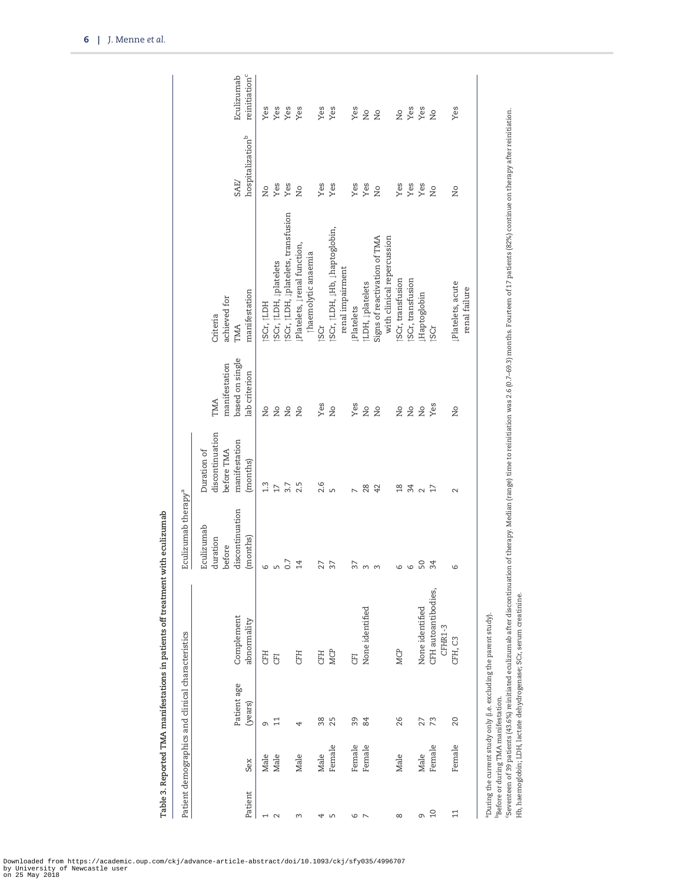**Table 3. Reported TMA manifestations in patients off treatment with eculizumab**

| Patient demographics and clinical characteristics | | | | Eculizumab therapy[a] | | | | | |
|---|---|---|---|---|---|---|---|---|---|
| Patient | Sex | Patient age (years) | Complement abnormality | Eculizumab duration before discontinuation (months) | Duration of discontinuation before TMA manifestation (months) | TMA manifestation based on single lab criterion | Criteria achieved for TMA manifestation | SAE/ hospitalization[b] | Eculizumab reinitiation[c] |
| 1 | Male | 9 | *CFH* | 6 | 1.3 | No | ↑SCr, ↑LDH | No | Yes |
| 2 | Male | 11 | *CFI* | 5 | 17 | No | ↑SCr, ↑LDH, ↓platelets | Yes | Yes |
| | | | | 0.7 | 3.7 | No | ↑SCr, ↑LDH, ↓platelets, transfusion | Yes | Yes |
| 3 | Male | 4 | *CFH* | 14 | 2.5 | No | ↓Platelets, ↓renal function, ↑haemolytic anaemia | No | Yes |
| 4 | Male | 38 | *CFH* | 27 | 2.6 | Yes | ↑SCr | Yes | Yes |
| 5 | Female | 25 | *MCP* | 37 | 5 | No | ↑SCr, ↑LDH, ↓Hb, ↓haptoglobin, renal impairment | Yes | Yes |
| 6 | Female | 39 | *CFI* | 37 | 7 | Yes | ↓Platelets | Yes | Yes |
| 7 | Female | 84 | None identified | 3 | 28 | No | ↑LDH, ↓platelets | Yes | No |
| | | | | 3 | 42 | No | Signs of reactivation of TMA with clinical repercussion | No | No |
| 8 | Male | 26 | *MCP* | 6 | 18 | No | ↑SCr, transfusion | Yes | No |
| | | | | 6 | 34 | No | ↑SCr, transfusion | Yes | Yes |
| 9 | Male | 27 | None identified | 50 | 2 | No | ↓Haptoglobin | Yes | Yes |
| 10 | Female | 73 | CFH autoantibodies, *CFHR1-3* | 34 | 17 | Yes | ↑SCr | No | No |
| 11 | Female | 20 | *CFH*, *C3* | 6 | 2 | No | ↓Platelets, acute renal failure | No | Yes |

[a]During the current study only (i.e. excluding the parent study).
[b]Before or during TMA manifestation.
[c]Seventeen of 39 patients (43.6%) reinitiated eculizumab after discontinuation of therapy. Median (range) time to reinitiation was 2.6 (0.7–69.3) months. Fourteen of 17 patients (82%) continue on therapy after reinitiation.
Hb, haemoglobin; LDH, lactate dehydrogenase; SCr, serum creatinine.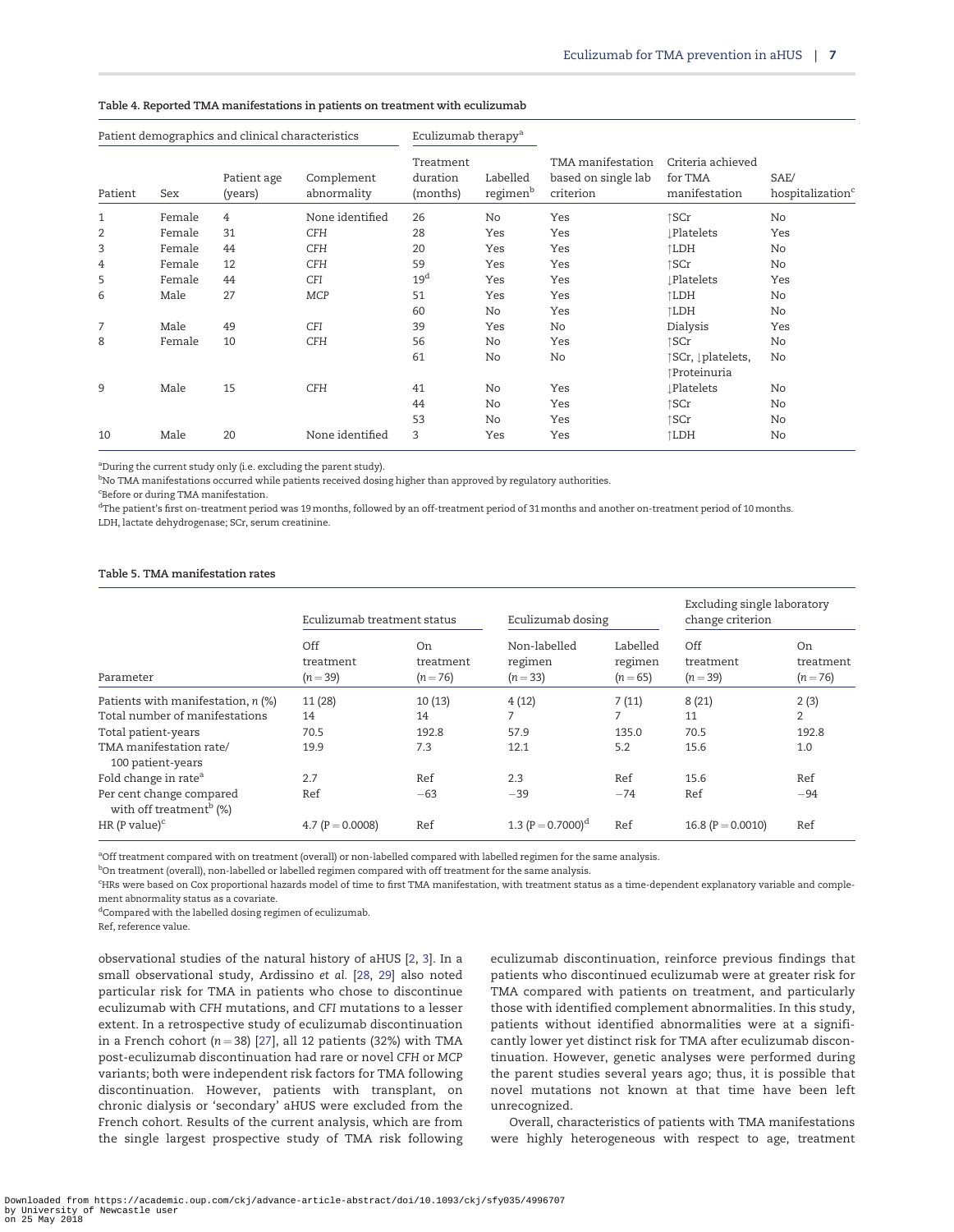**Table 4. Reported TMA manifestations in patients on treatment with eculizumab**

| Patient demographics and clinical characteristics | | | | Eculizumab therapy[a] | | | | |
|---|---|---|---|---|---|---|---|---|
| Patient | Sex | Patient age (years) | Complement abnormality | Treatment duration (months) | Labelled regimen[b] | TMA manifestation based on single lab criterion | Criteria achieved for TMA manifestation | SAE/ hospitalization[c] |
| 1 | Female | 4 | None identified | 26 | No | Yes | ↑SCr | No |
| 2 | Female | 31 | *CFH* | 28 | Yes | Yes | ↓Platelets | Yes |
| 3 | Female | 44 | *CFH* | 20 | Yes | Yes | ↑LDH | No |
| 4 | Female | 12 | *CFH* | 59 | Yes | Yes | ↑SCr | No |
| 5 | Female | 44 | *CFI* | 19[d] | Yes | Yes | ↓Platelets | Yes |
| 6 | Male | 27 | *MCP* | 51 | Yes | Yes | ↑LDH | No |
| | | | | 60 | No | Yes | ↑LDH | No |
| 7 | Male | 49 | *CFI* | 39 | Yes | No | Dialysis | Yes |
| 8 | Female | 10 | *CFH* | 56 | No | Yes | ↑SCr | No |
| | | | | 61 | No | No | ↑SCr, ↓platelets, ↑Proteinuria | No |
| 9 | Male | 15 | *CFH* | 41 | No | Yes | ↓Platelets | No |
| | | | | 44 | No | Yes | ↑SCr | No |
| | | | | 53 | No | Yes | ↑SCr | No |
| 10 | Male | 20 | None identified | 3 | Yes | Yes | ↑LDH | No |

[a]During the current study only (i.e. excluding the parent study).
[b]No TMA manifestations occurred while patients received dosing higher than approved by regulatory authorities.
[c]Before or during TMA manifestation.
[d]The patient's first on-treatment period was 19 months, followed by an off-treatment period of 31 months and another on-treatment period of 10 months.
LDH, lactate dehydrogenase; SCr, serum creatinine.

**Table 5. TMA manifestation rates**

| | Eculizumab treatment status | | Eculizumab dosing | | Excluding single laboratory change criterion | |
|---|---|---|---|---|---|---|
| Parameter | Off treatment ($n = 39$) | On treatment ($n = 76$) | Non-labelled regimen ($n = 33$) | Labelled regimen ($n = 65$) | Off treatment ($n = 39$) | On treatment ($n = 76$) |
| Patients with manifestation, *n* (%) | 11 (28) | 10 (13) | 4 (12) | 7 (11) | 8 (21) | 2 (3) |
| Total number of manifestations | 14 | 14 | 7 | 7 | 11 | 2 |
| Total patient-years | 70.5 | 192.8 | 57.9 | 135.0 | 70.5 | 192.8 |
| TMA manifestation rate/ 100 patient-years | 19.9 | 7.3 | 12.1 | 5.2 | 15.6 | 1.0 |
| Fold change in rate[a] | 2.7 | Ref | 2.3 | Ref | 15.6 | Ref |
| Per cent change compared with off treatment[b] (%) | Ref | −63 | −39 | −74 | Ref | −94 |
| HR (P value)[c] | 4.7 (P = 0.0008) | Ref | 1.3 (P = 0.7000)[d] | Ref | 16.8 (P = 0.0010) | Ref |

[a]Off treatment compared with on treatment (overall) or non-labelled compared with labelled regimen for the same analysis.
[b]On treatment (overall), non-labelled or labelled regimen compared with off treatment for the same analysis.
[c]HRs were based on Cox proportional hazards model of time to first TMA manifestation, with treatment status as a time-dependent explanatory variable and complement abnormality status as a covariate.
[d]Compared with the labelled dosing regimen of eculizumab.
Ref, reference value.

observational studies of the natural history of aHUS [2, 3]. In a small observational study, Ardissino *et al.* [28, 29] also noted particular risk for TMA in patients who chose to discontinue eculizumab with *CFH* mutations, and *CFI* mutations to a lesser extent. In a retrospective study of eculizumab discontinuation in a French cohort ($n = 38$) [27], all 12 patients (32%) with TMA post-eculizumab discontinuation had rare or novel *CFH* or *MCP* variants; both were independent risk factors for TMA following discontinuation. However, patients with transplant, on chronic dialysis or 'secondary' aHUS were excluded from the French cohort. Results of the current analysis, which are from the single largest prospective study of TMA risk following eculizumab discontinuation, reinforce previous findings that patients who discontinued eculizumab were at greater risk for TMA compared with patients on treatment, and particularly those with identified complement abnormalities. In this study, patients without identified abnormalities were at a significantly lower yet distinct risk for TMA after eculizumab discontinuation. However, genetic analyses were performed during the parent studies several years ago; thus, it is possible that novel mutations not known at that time have been left unrecognized.

Overall, characteristics of patients with TMA manifestations were highly heterogeneous with respect to age, treatment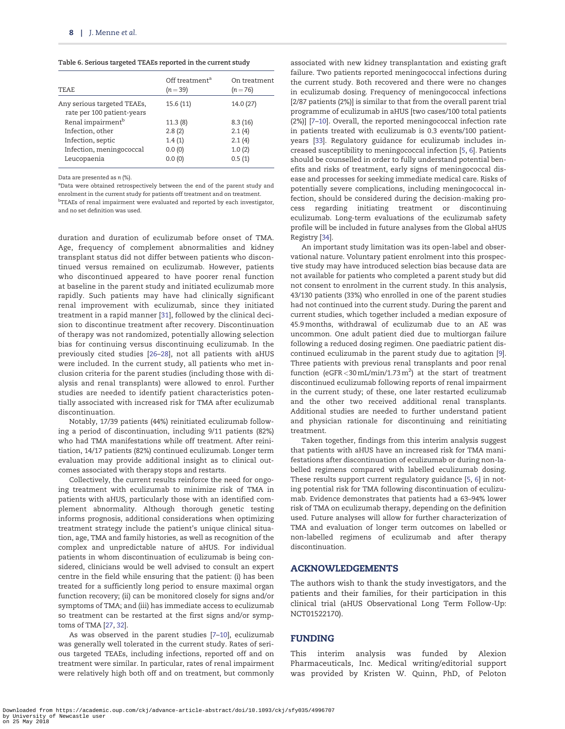Table 6. Serious targeted TEAEs reported in the current study

| TEAE | Off treatment[a] ($n = 39$) | On treatment ($n = 76$) |
|---|---|---|
| Any serious targeted TEAEs, rate per 100 patient-years | 15.6 (11) | 14.0 (27) |
| Renal impairment[b] | 11.3 (8) | 8.3 (16) |
| Infection, other | 2.8 (2) | 2.1 (4) |
| Infection, septic | 1.4 (1) | 2.1 (4) |
| Infection, meningococcal | 0.0 (0) | 1.0 (2) |
| Leucopaenia | 0.0 (0) | 0.5 (1) |

Data are presented as n (%).

[a]Data were obtained retrospectively between the end of the parent study and enrolment in the current study for patients off treatment and on treatment.

[b]TEAEs of renal impairment were evaluated and reported by each investigator, and no set definition was used.

duration and duration of eculizumab before onset of TMA. Age, frequency of complement abnormalities and kidney transplant status did not differ between patients who discontinued versus remained on eculizumab. However, patients who discontinued appeared to have poorer renal function at baseline in the parent study and initiated eculizumab more rapidly. Such patients may have had clinically significant renal improvement with eculizumab, since they initiated treatment in a rapid manner [31], followed by the clinical decision to discontinue treatment after recovery. Discontinuation of therapy was not randomized, potentially allowing selection bias for continuing versus discontinuing eculizumab. In the previously cited studies [26–28], not all patients with aHUS were included. In the current study, all patients who met inclusion criteria for the parent studies (including those with dialysis and renal transplants) were allowed to enrol. Further studies are needed to identify patient characteristics potentially associated with increased risk for TMA after eculizumab discontinuation.

Notably, 17/39 patients (44%) reinitiated eculizumab following a period of discontinuation, including 9/11 patients (82%) who had TMA manifestations while off treatment. After reinitiation, 14/17 patients (82%) continued eculizumab. Longer term evaluation may provide additional insight as to clinical outcomes associated with therapy stops and restarts.

Collectively, the current results reinforce the need for ongoing treatment with eculizumab to minimize risk of TMA in patients with aHUS, particularly those with an identified complement abnormality. Although thorough genetic testing informs prognosis, additional considerations when optimizing treatment strategy include the patient's unique clinical situation, age, TMA and family histories, as well as recognition of the complex and unpredictable nature of aHUS. For individual patients in whom discontinuation of eculizumab is being considered, clinicians would be well advised to consult an expert centre in the field while ensuring that the patient: (i) has been treated for a sufficiently long period to ensure maximal organ function recovery; (ii) can be monitored closely for signs and/or symptoms of TMA; and (iii) has immediate access to eculizumab so treatment can be restarted at the first signs and/or symptoms of TMA [27, 32].

As was observed in the parent studies [7–10], eculizumab was generally well tolerated in the current study. Rates of serious targeted TEAEs, including infections, reported off and on treatment were similar. In particular, rates of renal impairment were relatively high both off and on treatment, but commonly associated with new kidney transplantation and existing graft failure. Two patients reported meningococcal infections during the current study. Both recovered and there were no changes in eculizumab dosing. Frequency of meningococcal infections [2/87 patients (2%)] is similar to that from the overall parent trial programme of eculizumab in aHUS [two cases/100 total patients (2%)] [7–10]. Overall, the reported meningococcal infection rate in patients treated with eculizumab is 0.3 events/100 patient-years [33]. Regulatory guidance for eculizumab includes increased susceptibility to meningococcal infection [5, 6]. Patients should be counselled in order to fully understand potential benefits and risks of treatment, early signs of meningococcal disease and processes for seeking immediate medical care. Risks of potentially severe complications, including meningococcal infection, should be considered during the decision-making process regarding initiating treatment or discontinuing eculizumab. Long-term evaluations of the eculizumab safety profile will be included in future analyses from the Global aHUS Registry [34].

An important study limitation was its open-label and observational nature. Voluntary patient enrolment into this prospective study may have introduced selection bias because data are not available for patients who completed a parent study but did not consent to enrolment in the current study. In this analysis, 43/130 patients (33%) who enrolled in one of the parent studies had not continued into the current study. During the parent and current studies, which together included a median exposure of 45.9 months, withdrawal of eculizumab due to an AE was uncommon. One adult patient died due to multiorgan failure following a reduced dosing regimen. One paediatric patient discontinued eculizumab in the parent study due to agitation [9]. Three patients with previous renal transplants and poor renal function (eGFR $<30\,\text{mL/min/1.73\,m}^2$) at the start of treatment discontinued eculizumab following reports of renal impairment in the current study; of these, one later restarted eculizumab and the other two received additional renal transplants. Additional studies are needed to further understand patient and physician rationale for discontinuing and reinitiating treatment.

Taken together, findings from this interim analysis suggest that patients with aHUS have an increased risk for TMA manifestations after discontinuation of eculizumab or during non-labelled regimens compared with labelled eculizumab dosing. These results support current regulatory guidance [5, 6] in noting potential risk for TMA following discontinuation of eculizumab. Evidence demonstrates that patients had a 63–94% lower risk of TMA on eculizumab therapy, depending on the definition used. Future analyses will allow for further characterization of TMA and evaluation of longer term outcomes on labelled or non-labelled regimens of eculizumab and after therapy discontinuation.

## ACKNOWLEDGEMENTS

The authors wish to thank the study investigators, and the patients and their families, for their participation in this clinical trial (aHUS Observational Long Term Follow-Up: NCT01522170).

## FUNDING

This interim analysis was funded by Alexion Pharmaceuticals, Inc. Medical writing/editorial support was provided by Kristen W. Quinn, PhD, of Peloton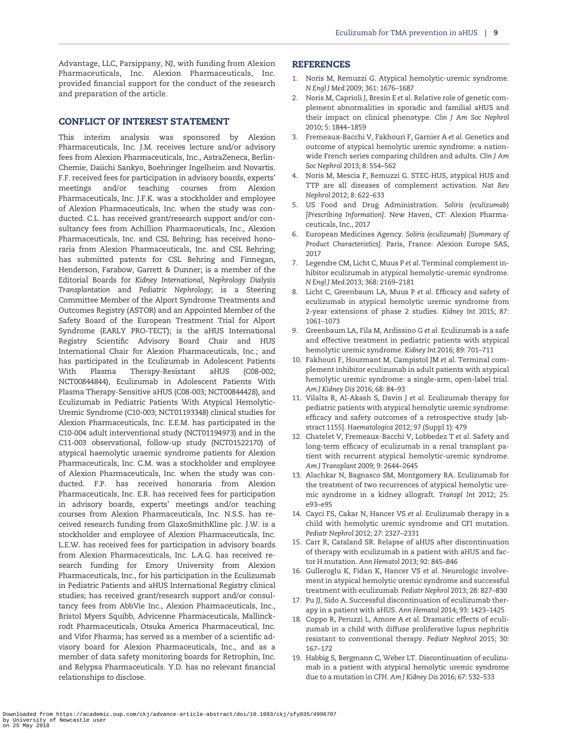Advantage, LLC, Parsippany, NJ, with funding from Alexion Pharmaceuticals, Inc. Alexion Pharmaceuticals, Inc. provided financial support for the conduct of the research and preparation of the article.

## CONFLICT OF INTEREST STATEMENT

This interim analysis was sponsored by Alexion Pharmaceuticals, Inc. J.M. receives lecture and/or advisory fees from Alexion Pharmaceuticals, Inc., AstraZeneca, Berlin-Chemie, Daiichi Sankyo, Boehringer Ingelheim and Novartis. F.F. received fees for participation in advisory boards, experts' meetings and/or teaching courses from Alexion Pharmaceuticals, Inc. J.F.K. was a stockholder and employee of Alexion Pharmaceuticals, Inc. when the study was conducted. C.L. has received grant/research support and/or consultancy fees from Achillion Pharmaceuticals, Inc., Alexion Pharmaceuticals, Inc. and CSL Behring; has received honoraria from Alexion Pharmaceuticals, Inc. and CSL Behring; has submitted patents for CSL Behring and Finnegan, Henderson, Farabow, Garrett & Dunner; is a member of the Editorial Boards for *Kidney International*, *Nephrology Dialysis Transplantation* and *Pediatric Nephrology*; is a Steering Committee Member of the Alport Syndrome Treatments and Outcomes Registry (ASTOR) and an Appointed Member of the Safety Board of the European Treatment Trial for Alport Syndrome (EARLY PRO-TECT); is the aHUS International Registry Scientific Advisory Board Chair and HUS International Chair for Alexion Pharmaceuticals, Inc.; and has participated in the Eculizumab in Adolescent Patients With Plasma Therapy-Resistant aHUS (C08-002; NCT00844844), Eculizumab in Adolescent Patients With Plasma Therapy-Sensitive aHUS (C08-003; NCT00844428), and Eculizumab in Pediatric Patients With Atypical Hemolytic-Uremic Syndrome (C10-003; NCT01193348) clinical studies for Alexion Pharmaceuticals, Inc. E.E.M. has participated in the C10-004 adult interventional study (NCT01194973) and in the C11-003 observational, follow-up study (NCT01522170) of atypical haemolytic uraemic syndrome patients for Alexion Pharmaceuticals, Inc. C.M. was a stockholder and employee of Alexion Pharmaceuticals, Inc. when the study was conducted. F.P. has received honoraria from Alexion Pharmaceuticals, Inc. E.R. has received fees for participation in advisory boards, experts' meetings and/or teaching courses from Alexion Pharmaceuticals, Inc. N.S.S. has received research funding from GlaxoSmithKline plc. J.W. is a stockholder and employee of Alexion Pharmaceuticals, Inc. L.E.W. has received fees for participation in advisory boards from Alexion Pharmaceuticals, Inc. L.A.G. has received research funding for Emory University from Alexion Pharmaceuticals, Inc., for his participation in the Eculizumab in Pediatric Patients and aHUS International Registry clinical studies; has received grant/research support and/or consultancy fees from AbbVie Inc., Alexion Pharmaceuticals, Inc., Bristol Myers Squibb, Advicenne Pharmaceuticals, Mallinckrodt Pharmaceuticals, Otsuka America Pharmaceutical, Inc. and Vifor Pharma; has served as a member of a scientific advisory board for Alexion Pharmaceuticals, Inc., and as a member of data safety monitoring boards for Retrophin, Inc. and Relypsa Pharmaceuticals. Y.D. has no relevant financial relationships to disclose.

## REFERENCES

1. Noris M, Remuzzi G. Atypical hemolytic-uremic syndrome. *N Engl J Med* 2009; 361: 1676–1687
2. Noris M, Caprioli J, Bresin E *et al*. Relative role of genetic complement abnormalities in sporadic and familial aHUS and their impact on clinical phenotype. *Clin J Am Soc Nephrol* 2010; 5: 1844–1859
3. Fremeaux-Bacchi V, Fakhouri F, Garnier A *et al*. Genetics and outcome of atypical hemolytic uremic syndrome: a nationwide French series comparing children and adults. *Clin J Am Soc Nephrol* 2013; 8: 554–562
4. Noris M, Mescia F, Remuzzi G. STEC-HUS, atypical HUS and TTP are all diseases of complement activation. *Nat Rev Nephrol* 2012; 8: 622–633
5. US Food and Drug Administration. *Soliris (eculizumab) [Prescribing Information]*. New Haven, CT: Alexion Pharmaceuticals, Inc., 2017
6. European Medicines Agency. *Soliris (eculizumab) [Summary of Product Characteristics]*. Paris, France: Alexion Europe SAS, 2017
7. Legendre CM, Licht C, Muus P *et al*. Terminal complement inhibitor eculizumab in atypical hemolytic-uremic syndrome. *N Engl J Med* 2013; 368: 2169–2181
8. Licht C, Greenbaum LA, Muus P *et al*. Efficacy and safety of eculizumab in atypical hemolytic uremic syndrome from 2-year extensions of phase 2 studies. *Kidney Int* 2015; 87: 1061–1073
9. Greenbaum LA, Fila M, Ardissino G *et al*. Eculizumab is a safe and effective treatment in pediatric patients with atypical hemolytic uremic syndrome. *Kidney Int* 2016; 89: 701–711
10. Fakhouri F, Hourmant M, Campistol JM *et al*. Terminal complement inhibitor eculizumab in adult patients with atypical hemolytic uremic syndrome: a single-arm, open-label trial. *Am J Kidney Dis* 2016; 68: 84–93
11. Vilalta R, Al-Akash S, Davin J *et al*. Eculizumab therapy for pediatric patients with atypical hemolytic uremic syndrome: efficacy and safety outcomes of a retrospective study [abstract 1155]. *Haematologica* 2012; 97 (Suppl 1): 479
12. Chatelet V, Fremeaux-Bacchi V, Lobbedez T *et al*. Safety and long-term efficacy of eculizumab in a renal transplant patient with recurrent atypical hemolytic-uremic syndrome. *Am J Transplant* 2009; 9: 2644–2645
13. Alachkar N, Bagnasco SM, Montgomery RA. Eculizumab for the treatment of two recurrences of atypical hemolytic uremic syndrome in a kidney allograft. *Transpl Int* 2012; 25: e93–e95
14. Cayci FS, Cakar N, Hancer VS *et al*. Eculizumab therapy in a child with hemolytic uremic syndrome and CFI mutation. *Pediatr Nephrol* 2012; 27: 2327–2331
15. Carr R, Cataland SR. Relapse of aHUS after discontinuation of therapy with eculizumab in a patient with aHUS and factor H mutation. *Ann Hematol* 2013; 92: 845–846
16. Gulleroglu K, Fidan K, Hancer VS *et al*. Neurologic involvement in atypical hemolytic uremic syndrome and successful treatment with eculizumab. *Pediatr Nephrol* 2013; 28: 827–830
17. Pu JJ, Sido A. Successful discontinuation of eculizumab therapy in a patient with aHUS. *Ann Hematol* 2014; 93: 1423–1425
18. Coppo R, Peruzzi L, Amore A *et al*. Dramatic effects of eculizumab in a child with diffuse proliferative lupus nephritis resistant to conventional therapy. *Pediatr Nephrol* 2015; 30: 167–172
19. Habbig S, Bergmann C, Weber LT. Discontinuation of eculizumab in a patient with atypical hemolytic uremic syndrome due to a mutation in *CFH*. *Am J Kidney Dis* 2016; 67: 532–533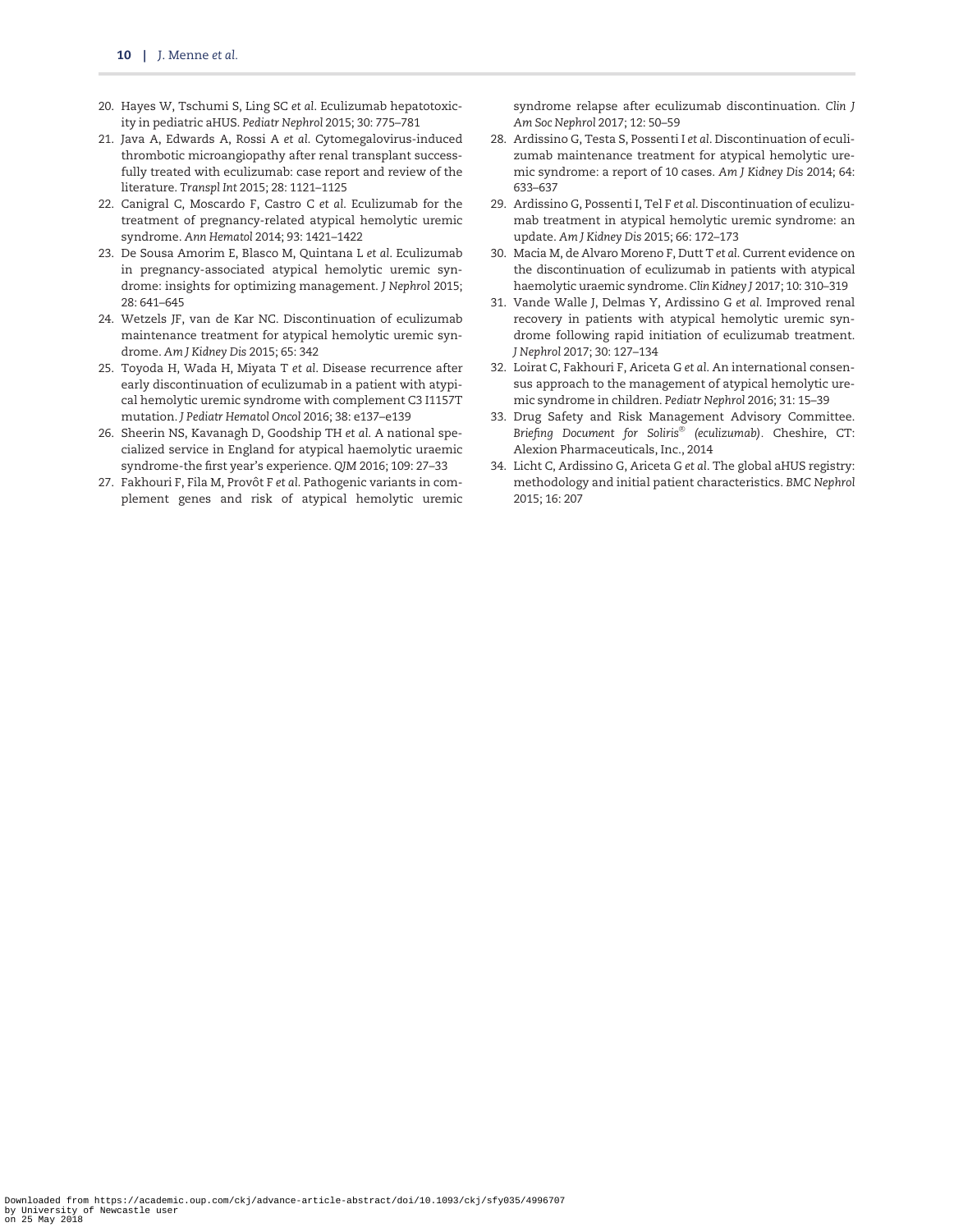20. Hayes W, Tschumi S, Ling SC *et al*. Eculizumab hepatotoxicity in pediatric aHUS. *Pediatr Nephrol* 2015; 30: 775–781
21. Java A, Edwards A, Rossi A *et al*. Cytomegalovirus-induced thrombotic microangiopathy after renal transplant successfully treated with eculizumab: case report and review of the literature. *Transpl Int* 2015; 28: 1121–1125
22. Canigral C, Moscardo F, Castro C *et al*. Eculizumab for the treatment of pregnancy-related atypical hemolytic uremic syndrome. *Ann Hematol* 2014; 93: 1421–1422
23. De Sousa Amorim E, Blasco M, Quintana L *et al*. Eculizumab in pregnancy-associated atypical hemolytic uremic syndrome: insights for optimizing management. *J Nephrol* 2015; 28: 641–645
24. Wetzels JF, van de Kar NC. Discontinuation of eculizumab maintenance treatment for atypical hemolytic uremic syndrome. *Am J Kidney Dis* 2015; 65: 342
25. Toyoda H, Wada H, Miyata T *et al*. Disease recurrence after early discontinuation of eculizumab in a patient with atypical hemolytic uremic syndrome with complement C3 I1157T mutation. *J Pediatr Hematol Oncol* 2016; 38: e137–e139
26. Sheerin NS, Kavanagh D, Goodship TH *et al*. A national specialized service in England for atypical haemolytic uraemic syndrome-the first year's experience. *QJM* 2016; 109: 27–33
27. Fakhouri F, Fila M, Provôt F *et al*. Pathogenic variants in complement genes and risk of atypical hemolytic uremic syndrome relapse after eculizumab discontinuation. *Clin J Am Soc Nephrol* 2017; 12: 50–59
28. Ardissino G, Testa S, Possenti I *et al*. Discontinuation of eculizumab maintenance treatment for atypical hemolytic uremic syndrome: a report of 10 cases. *Am J Kidney Dis* 2014; 64: 633–637
29. Ardissino G, Possenti I, Tel F *et al*. Discontinuation of eculizumab treatment in atypical hemolytic uremic syndrome: an update. *Am J Kidney Dis* 2015; 66: 172–173
30. Macia M, de Alvaro Moreno F, Dutt T *et al*. Current evidence on the discontinuation of eculizumab in patients with atypical haemolytic uraemic syndrome. *Clin Kidney J* 2017; 10: 310–319
31. Vande Walle J, Delmas Y, Ardissino G *et al*. Improved renal recovery in patients with atypical hemolytic uremic syndrome following rapid initiation of eculizumab treatment. *J Nephrol* 2017; 30: 127–134
32. Loirat C, Fakhouri F, Ariceta G *et al*. An international consensus approach to the management of atypical hemolytic uremic syndrome in children. *Pediatr Nephrol* 2016; 31: 15–39
33. Drug Safety and Risk Management Advisory Committee. *Briefing Document for Soliris® (eculizumab)*. Cheshire, CT: Alexion Pharmaceuticals, Inc., 2014
34. Licht C, Ardissino G, Ariceta G *et al*. The global aHUS registry: methodology and initial patient characteristics. *BMC Nephrol* 2015; 16: 207